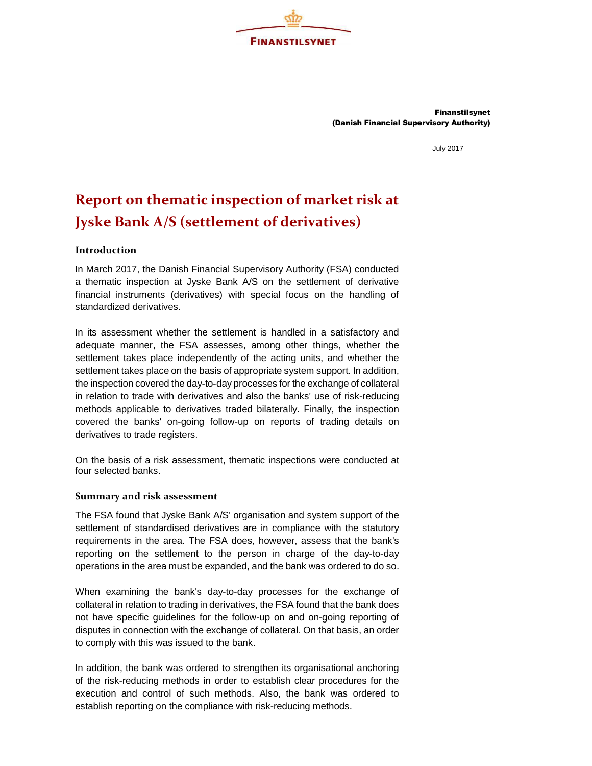**FINANSTILSYNET**

**Finanstilsynet**
**(Danish Financial Supervisory Authority)**

July 2017

# Report on thematic inspection of market risk at Jyske Bank A/S (settlement of derivatives)

## Introduction

In March 2017, the Danish Financial Supervisory Authority (FSA) conducted a thematic inspection at Jyske Bank A/S on the settlement of derivative financial instruments (derivatives) with special focus on the handling of standardized derivatives.

In its assessment whether the settlement is handled in a satisfactory and adequate manner, the FSA assesses, among other things, whether the settlement takes place independently of the acting units, and whether the settlement takes place on the basis of appropriate system support. In addition, the inspection covered the day-to-day processes for the exchange of collateral in relation to trade with derivatives and also the banks' use of risk-reducing methods applicable to derivatives traded bilaterally. Finally, the inspection covered the banks' on-going follow-up on reports of trading details on derivatives to trade registers.

On the basis of a risk assessment, thematic inspections were conducted at four selected banks.

### Summary and risk assessment

The FSA found that Jyske Bank A/S' organisation and system support of the settlement of standardised derivatives are in compliance with the statutory requirements in the area. The FSA does, however, assess that the bank's reporting on the settlement to the person in charge of the day-to-day operations in the area must be expanded, and the bank was ordered to do so.

When examining the bank's day-to-day processes for the exchange of collateral in relation to trading in derivatives, the FSA found that the bank does not have specific guidelines for the follow-up on and on-going reporting of disputes in connection with the exchange of collateral. On that basis, an order to comply with this was issued to the bank.

In addition, the bank was ordered to strengthen its organisational anchoring of the risk-reducing methods in order to establish clear procedures for the execution and control of such methods. Also, the bank was ordered to establish reporting on the compliance with risk-reducing methods.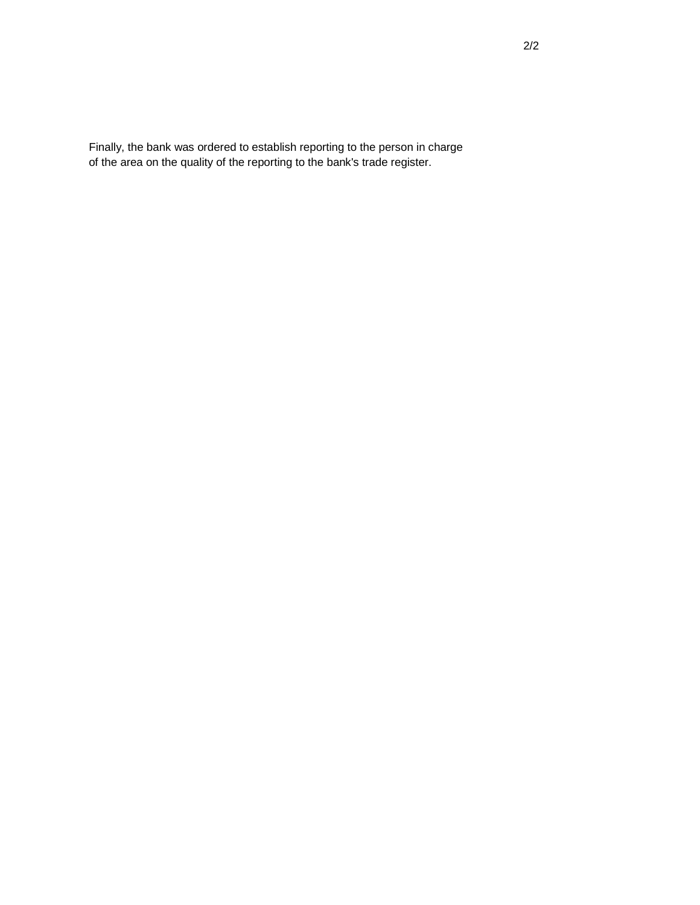Finally, the bank was ordered to establish reporting to the person in charge of the area on the quality of the reporting to the bank's trade register.